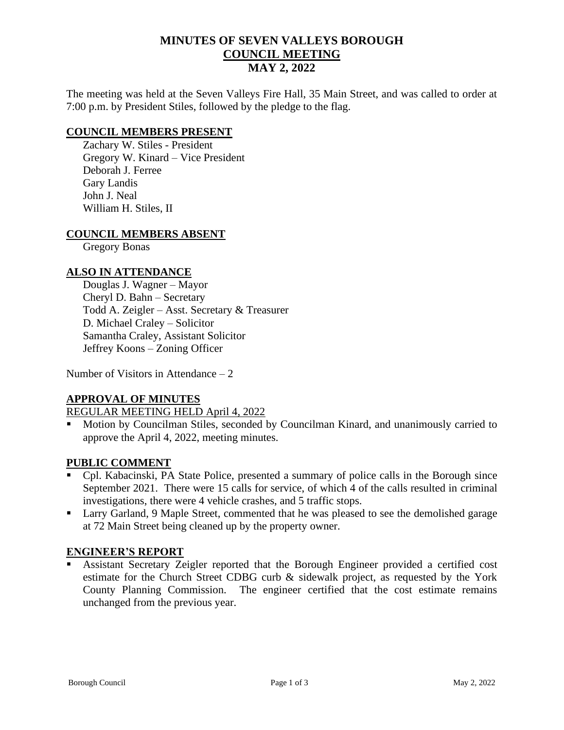# MINUTES OF SEVEN VALLEYS BOROUGH
## COUNCIL MEETING
## MAY 2, 2022

The meeting was held at the Seven Valleys Fire Hall, 35 Main Street, and was called to order at 7:00 p.m. by President Stiles, followed by the pledge to the flag.

### COUNCIL MEMBERS PRESENT

Zachary W. Stiles - President
Gregory W. Kinard – Vice President
Deborah J. Ferree
Gary Landis
John J. Neal
William H. Stiles, II

### COUNCIL MEMBERS ABSENT

Gregory Bonas

### ALSO IN ATTENDANCE

Douglas J. Wagner – Mayor
Cheryl D. Bahn – Secretary
Todd A. Zeigler – Asst. Secretary & Treasurer
D. Michael Craley – Solicitor
Samantha Craley, Assistant Solicitor
Jeffrey Koons – Zoning Officer

Number of Visitors in Attendance – 2

### APPROVAL OF MINUTES

REGULAR MEETING HELD April 4, 2022

- Motion by Councilman Stiles, seconded by Councilman Kinard, and unanimously carried to approve the April 4, 2022, meeting minutes.

### PUBLIC COMMENT

- Cpl. Kabacinski, PA State Police, presented a summary of police calls in the Borough since September 2021. There were 15 calls for service, of which 4 of the calls resulted in criminal investigations, there were 4 vehicle crashes, and 5 traffic stops.
- Larry Garland, 9 Maple Street, commented that he was pleased to see the demolished garage at 72 Main Street being cleaned up by the property owner.

### ENGINEER'S REPORT

- Assistant Secretary Zeigler reported that the Borough Engineer provided a certified cost estimate for the Church Street CDBG curb & sidewalk project, as requested by the York County Planning Commission. The engineer certified that the cost estimate remains unchanged from the previous year.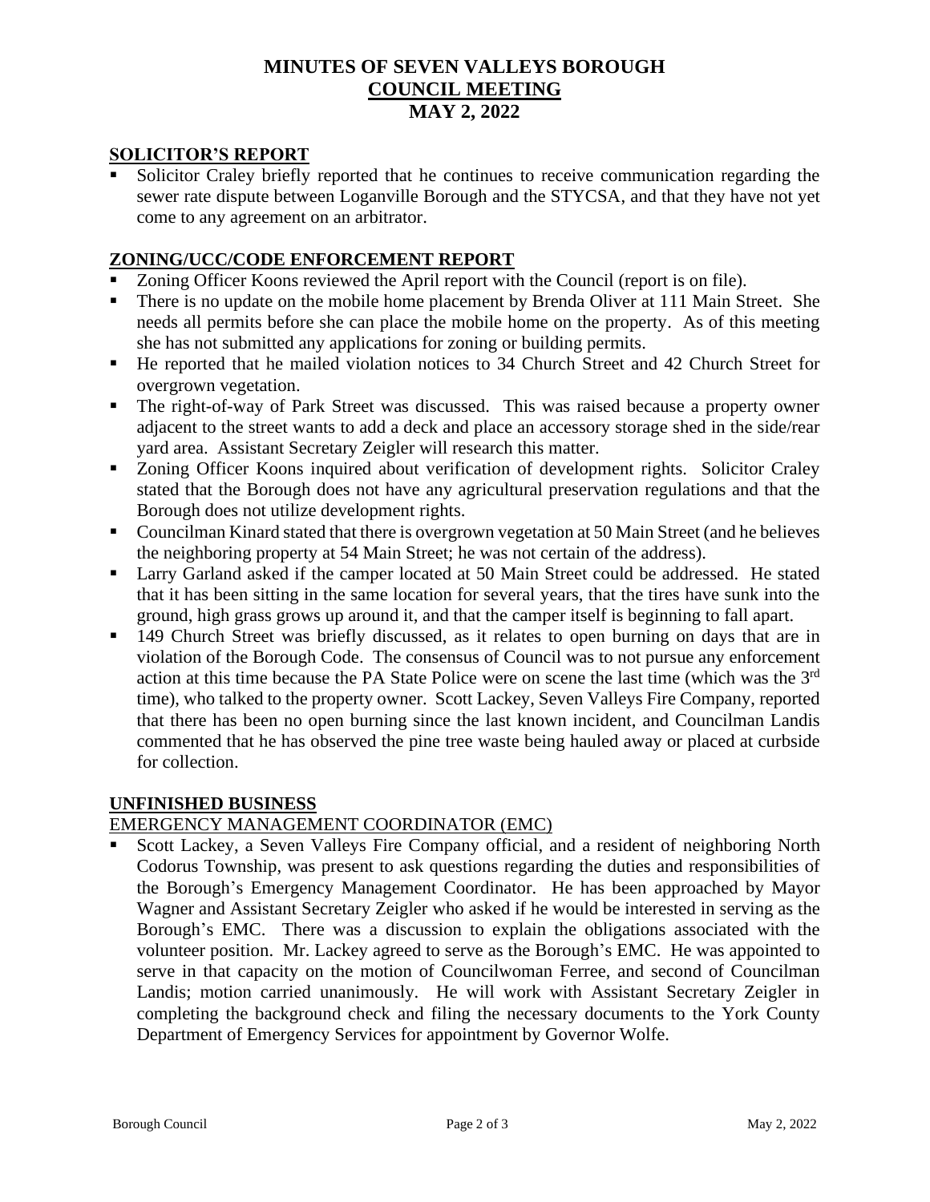# MINUTES OF SEVEN VALLEYS BOROUGH COUNCIL MEETING MAY 2, 2022

## SOLICITOR'S REPORT

- Solicitor Craley briefly reported that he continues to receive communication regarding the sewer rate dispute between Loganville Borough and the STYCSA, and that they have not yet come to any agreement on an arbitrator.

## ZONING/UCC/CODE ENFORCEMENT REPORT

- Zoning Officer Koons reviewed the April report with the Council (report is on file).
- There is no update on the mobile home placement by Brenda Oliver at 111 Main Street. She needs all permits before she can place the mobile home on the property. As of this meeting she has not submitted any applications for zoning or building permits.
- He reported that he mailed violation notices to 34 Church Street and 42 Church Street for overgrown vegetation.
- The right-of-way of Park Street was discussed. This was raised because a property owner adjacent to the street wants to add a deck and place an accessory storage shed in the side/rear yard area. Assistant Secretary Zeigler will research this matter.
- Zoning Officer Koons inquired about verification of development rights. Solicitor Craley stated that the Borough does not have any agricultural preservation regulations and that the Borough does not utilize development rights.
- Councilman Kinard stated that there is overgrown vegetation at 50 Main Street (and he believes the neighboring property at 54 Main Street; he was not certain of the address).
- Larry Garland asked if the camper located at 50 Main Street could be addressed. He stated that it has been sitting in the same location for several years, that the tires have sunk into the ground, high grass grows up around it, and that the camper itself is beginning to fall apart.
- 149 Church Street was briefly discussed, as it relates to open burning on days that are in violation of the Borough Code. The consensus of Council was to not pursue any enforcement action at this time because the PA State Police were on scene the last time (which was the 3rd time), who talked to the property owner. Scott Lackey, Seven Valleys Fire Company, reported that there has been no open burning since the last known incident, and Councilman Landis commented that he has observed the pine tree waste being hauled away or placed at curbside for collection.

## UNFINISHED BUSINESS

### EMERGENCY MANAGEMENT COORDINATOR (EMC)

- Scott Lackey, a Seven Valleys Fire Company official, and a resident of neighboring North Codorus Township, was present to ask questions regarding the duties and responsibilities of the Borough's Emergency Management Coordinator. He has been approached by Mayor Wagner and Assistant Secretary Zeigler who asked if he would be interested in serving as the Borough's EMC. There was a discussion to explain the obligations associated with the volunteer position. Mr. Lackey agreed to serve as the Borough's EMC. He was appointed to serve in that capacity on the motion of Councilwoman Ferree, and second of Councilman Landis; motion carried unanimously. He will work with Assistant Secretary Zeigler in completing the background check and filing the necessary documents to the York County Department of Emergency Services for appointment by Governor Wolfe.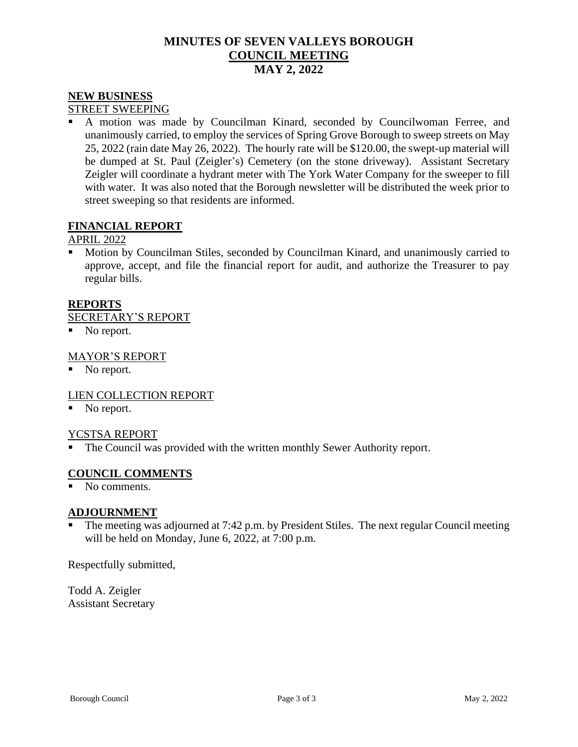# MINUTES OF SEVEN VALLEYS BOROUGH
## COUNCIL MEETING
## MAY 2, 2022

**NEW BUSINESS**

STREET SWEEPING

- A motion was made by Councilman Kinard, seconded by Councilwoman Ferree, and unanimously carried, to employ the services of Spring Grove Borough to sweep streets on May 25, 2022 (rain date May 26, 2022). The hourly rate will be $120.00, the swept-up material will be dumped at St. Paul (Zeigler's) Cemetery (on the stone driveway). Assistant Secretary Zeigler will coordinate a hydrant meter with The York Water Company for the sweeper to fill with water. It was also noted that the Borough newsletter will be distributed the week prior to street sweeping so that residents are informed.

**FINANCIAL REPORT**

APRIL 2022

- Motion by Councilman Stiles, seconded by Councilman Kinard, and unanimously carried to approve, accept, and file the financial report for audit, and authorize the Treasurer to pay regular bills.

**REPORTS**

SECRETARY'S REPORT

- No report.

MAYOR'S REPORT

- No report.

LIEN COLLECTION REPORT

- No report.

YCSTSA REPORT

- The Council was provided with the written monthly Sewer Authority report.

**COUNCIL COMMENTS**

- No comments.

**ADJOURNMENT**

- The meeting was adjourned at 7:42 p.m. by President Stiles. The next regular Council meeting will be held on Monday, June 6, 2022, at 7:00 p.m.

Respectfully submitted,

Todd A. Zeigler
Assistant Secretary